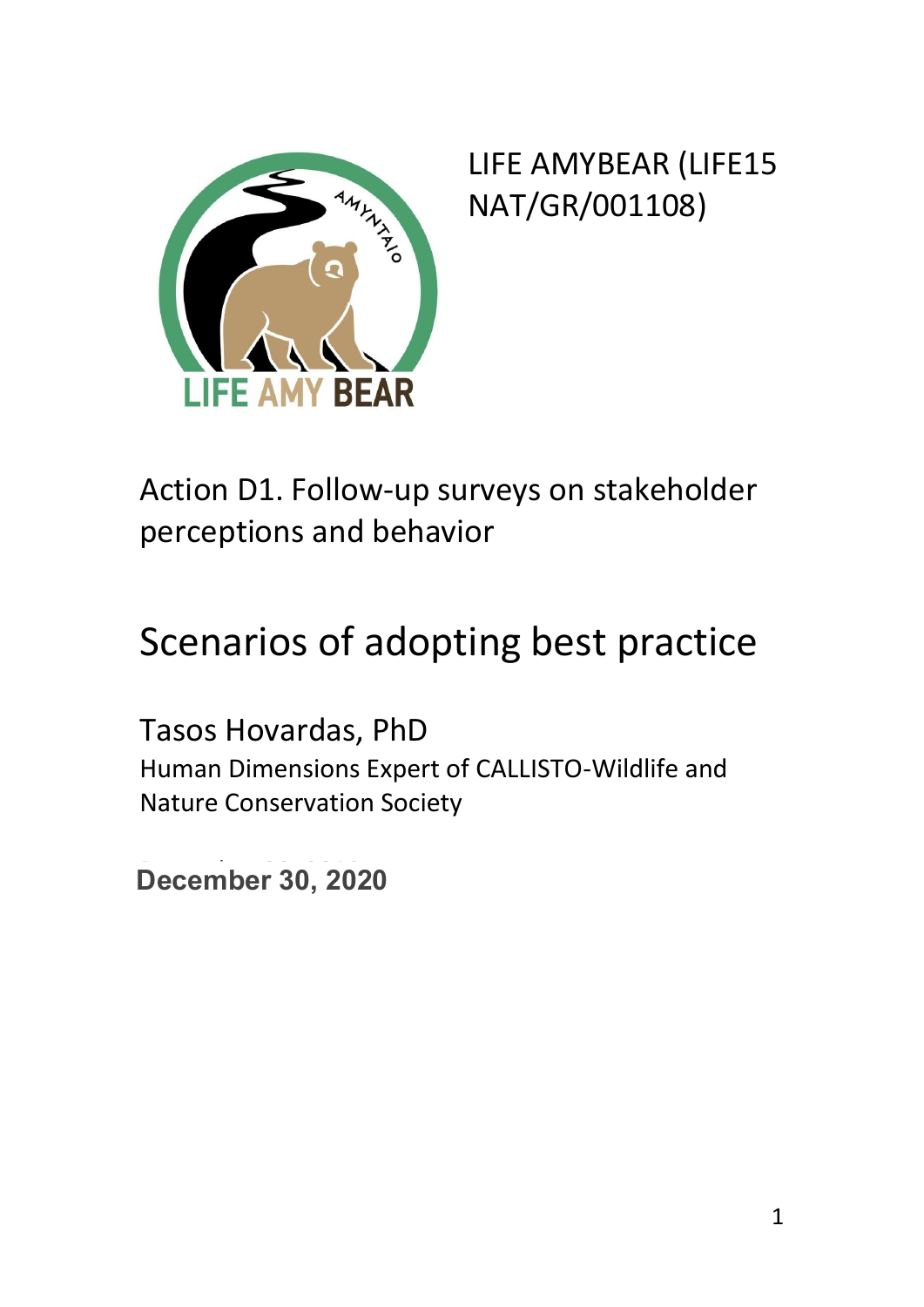LIFE AMYBEAR (LIFE15 NAT/GR/001108)

Action D1. Follow-up surveys on stakeholder perceptions and behavior

# Scenarios of adopting best practice

Tasos Hovardas, PhD

Human Dimensions Expert of CALLISTO-Wildlife and Nature Conservation Society

**December 30, 2020**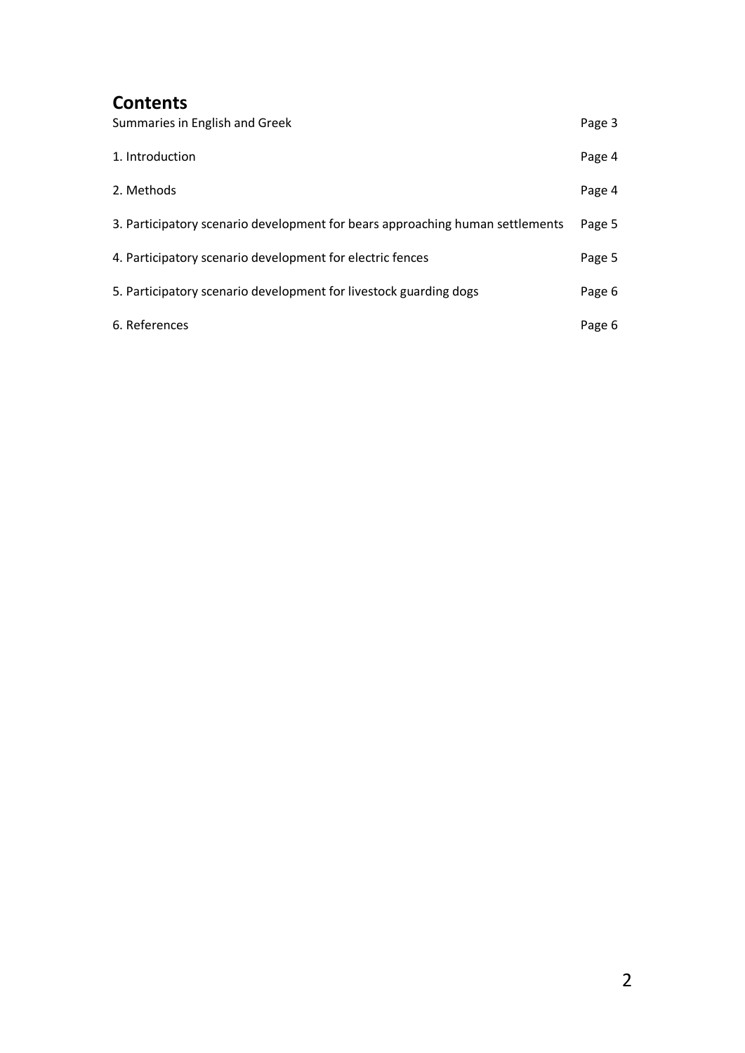## Contents

| | |
|---|---|
| Summaries in English and Greek | Page 3 |
| 1. Introduction | Page 4 |
| 2. Methods | Page 4 |
| 3. Participatory scenario development for bears approaching human settlements | Page 5 |
| 4. Participatory scenario development for electric fences | Page 5 |
| 5. Participatory scenario development for livestock guarding dogs | Page 6 |
| 6. References | Page 6 |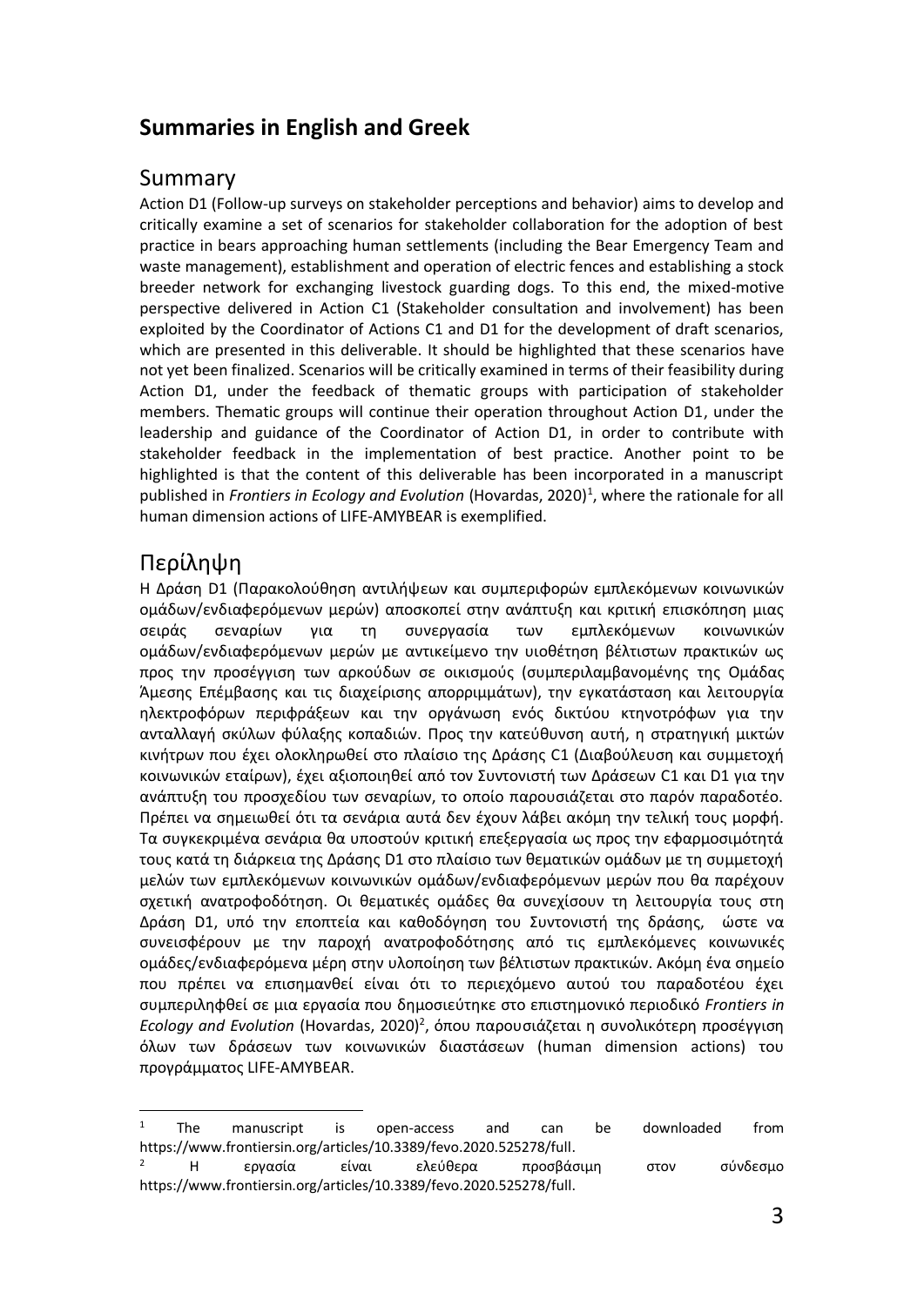## Summaries in English and Greek

### Summary

Action D1 (Follow-up surveys on stakeholder perceptions and behavior) aims to develop and critically examine a set of scenarios for stakeholder collaboration for the adoption of best practice in bears approaching human settlements (including the Bear Emergency Team and waste management), establishment and operation of electric fences and establishing a stock breeder network for exchanging livestock guarding dogs. To this end, the mixed-motive perspective delivered in Action C1 (Stakeholder consultation and involvement) has been exploited by the Coordinator of Actions C1 and D1 for the development of draft scenarios, which are presented in this deliverable. It should be highlighted that these scenarios have not yet been finalized. Scenarios will be critically examined in terms of their feasibility during Action D1, under the feedback of thematic groups with participation of stakeholder members. Thematic groups will continue their operation throughout Action D1, under the leadership and guidance of the Coordinator of Action D1, in order to contribute with stakeholder feedback in the implementation of best practice. Another point το be highlighted is that the content of this deliverable has been incorporated in a manuscript published in *Frontiers in Ecology and Evolution* (Hovardas, 2020)[1], where the rationale for all human dimension actions of LIFE-AMYBEAR is exemplified.

### Περίληψη

Η Δράση D1 (Παρακολούθηση αντιλήψεων και συμπεριφορών εμπλεκόμενων κοινωνικών ομάδων/ενδιαφερόμενων μερών) αποσκοπεί στην ανάπτυξη και κριτική επισκόπηση μιας σειράς σεναρίων για τη συνεργασία των εμπλεκόμενων κοινωνικών ομάδων/ενδιαφερόμενων μερών με αντικείμενο την υιοθέτηση βέλτιστων πρακτικών ως προς την προσέγγιση των αρκούδων σε οικισμούς (συμπεριλαμβανομένης της Ομάδας Άμεσης Επέμβασης και τις διαχείρισης απορριμμάτων), την εγκατάσταση και λειτουργία ηλεκτροφόρων περιφράξεων και την οργάνωση ενός δικτύου κτηνοτρόφων για την ανταλλαγή σκύλων φύλαξης κοπαδιών. Προς την κατεύθυνση αυτή, η στρατηγική μικτών κινήτρων που έχει ολοκληρωθεί στο πλαίσιο της Δράσης C1 (Διαβούλευση και συμμετοχή κοινωνικών εταίρων), έχει αξιοποιηθεί από τον Συντονιστή των Δράσεων C1 και D1 για την ανάπτυξη του προσχεδίου των σεναρίων, το οποίο παρουσιάζεται στο παρόν παραδοτέο. Πρέπει να σημειωθεί ότι τα σενάρια αυτά δεν έχουν λάβει ακόμη την τελική τους μορφή. Τα συγκεκριμένα σενάρια θα υποστούν κριτική επεξεργασία ως προς την εφαρμοσιμότητά τους κατά τη διάρκεια της Δράσης D1 στο πλαίσιο των θεματικών ομάδων με τη συμμετοχή μελών των εμπλεκόμενων κοινωνικών ομάδων/ενδιαφερόμενων μερών που θα παρέχουν σχετική ανατροφοδότηση. Οι θεματικές ομάδες θα συνεχίσουν τη λειτουργία τους στη Δράση D1, υπό την εποπτεία και καθοδήγηση του Συντονιστή της δράσης, ώστε να συνεισφέρουν με την παροχή ανατροφοδότησης από τις εμπλεκόμενες κοινωνικές ομάδες/ενδιαφερόμενα μέρη στην υλοποίηση των βέλτιστων πρακτικών. Ακόμη ένα σημείο που πρέπει να επισημανθεί είναι ότι το περιεχόμενο αυτού του παραδοτέου έχει συμπεριληφθεί σε μια εργασία που δημοσιεύτηκε στο επιστημονικό περιοδικό *Frontiers in Ecology and Evolution* (Hovardas, 2020)[2], όπου παρουσιάζεται η συνολικότερη προσέγγιση όλων των δράσεων των κοινωνικών διαστάσεων (human dimension actions) του προγράμματος LIFE-AMYBEAR.

---

[1] The manuscript is open-access and can be downloaded from https://www.frontiersin.org/articles/10.3389/fevo.2020.525278/full.

[2] Η εργασία είναι ελεύθερα προσβάσιμη στον σύνδεσμο https://www.frontiersin.org/articles/10.3389/fevo.2020.525278/full.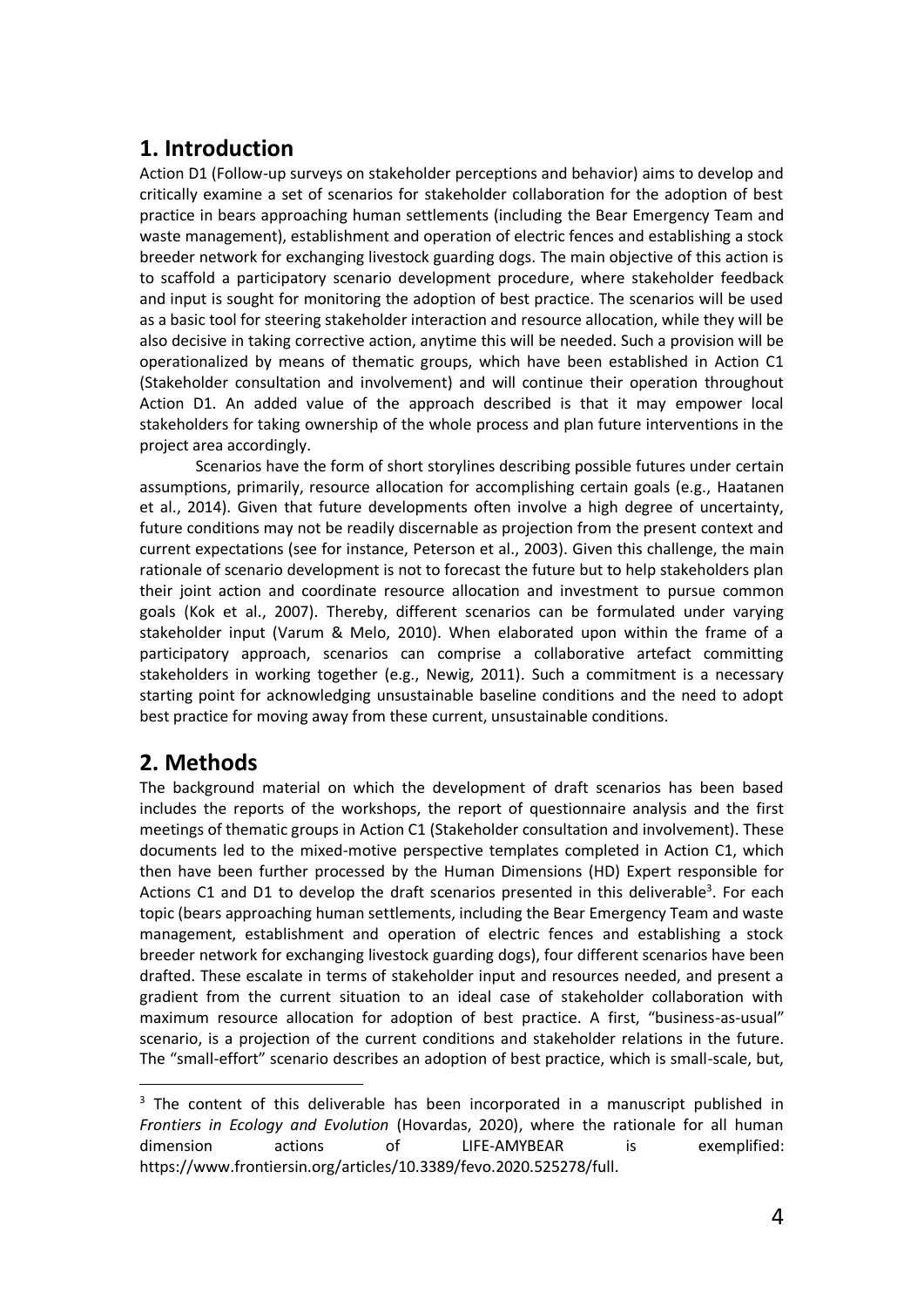## 1. Introduction

Action D1 (Follow-up surveys on stakeholder perceptions and behavior) aims to develop and critically examine a set of scenarios for stakeholder collaboration for the adoption of best practice in bears approaching human settlements (including the Bear Emergency Team and waste management), establishment and operation of electric fences and establishing a stock breeder network for exchanging livestock guarding dogs. The main objective of this action is to scaffold a participatory scenario development procedure, where stakeholder feedback and input is sought for monitoring the adoption of best practice. The scenarios will be used as a basic tool for steering stakeholder interaction and resource allocation, while they will be also decisive in taking corrective action, anytime this will be needed. Such a provision will be operationalized by means of thematic groups, which have been established in Action C1 (Stakeholder consultation and involvement) and will continue their operation throughout Action D1. An added value of the approach described is that it may empower local stakeholders for taking ownership of the whole process and plan future interventions in the project area accordingly.

Scenarios have the form of short storylines describing possible futures under certain assumptions, primarily, resource allocation for accomplishing certain goals (e.g., Haatanen et al., 2014). Given that future developments often involve a high degree of uncertainty, future conditions may not be readily discernable as projection from the present context and current expectations (see for instance, Peterson et al., 2003). Given this challenge, the main rationale of scenario development is not to forecast the future but to help stakeholders plan their joint action and coordinate resource allocation and investment to pursue common goals (Kok et al., 2007). Thereby, different scenarios can be formulated under varying stakeholder input (Varum & Melo, 2010). When elaborated upon within the frame of a participatory approach, scenarios can comprise a collaborative artefact committing stakeholders in working together (e.g., Newig, 2011). Such a commitment is a necessary starting point for acknowledging unsustainable baseline conditions and the need to adopt best practice for moving away from these current, unsustainable conditions.

## 2. Methods

The background material on which the development of draft scenarios has been based includes the reports of the workshops, the report of questionnaire analysis and the first meetings of thematic groups in Action C1 (Stakeholder consultation and involvement). These documents led to the mixed-motive perspective templates completed in Action C1, which then have been further processed by the Human Dimensions (HD) Expert responsible for Actions C1 and D1 to develop the draft scenarios presented in this deliverable[3]. For each topic (bears approaching human settlements, including the Bear Emergency Team and waste management, establishment and operation of electric fences and establishing a stock breeder network for exchanging livestock guarding dogs), four different scenarios have been drafted. These escalate in terms of stakeholder input and resources needed, and present a gradient from the current situation to an ideal case of stakeholder collaboration with maximum resource allocation for adoption of best practice. A first, "business-as-usual" scenario, is a projection of the current conditions and stakeholder relations in the future. The "small-effort" scenario describes an adoption of best practice, which is small-scale, but,

[3] The content of this deliverable has been incorporated in a manuscript published in *Frontiers in Ecology and Evolution* (Hovardas, 2020), where the rationale for all human dimension actions of LIFE-AMYBEAR is exemplified: https://www.frontiersin.org/articles/10.3389/fevo.2020.525278/full.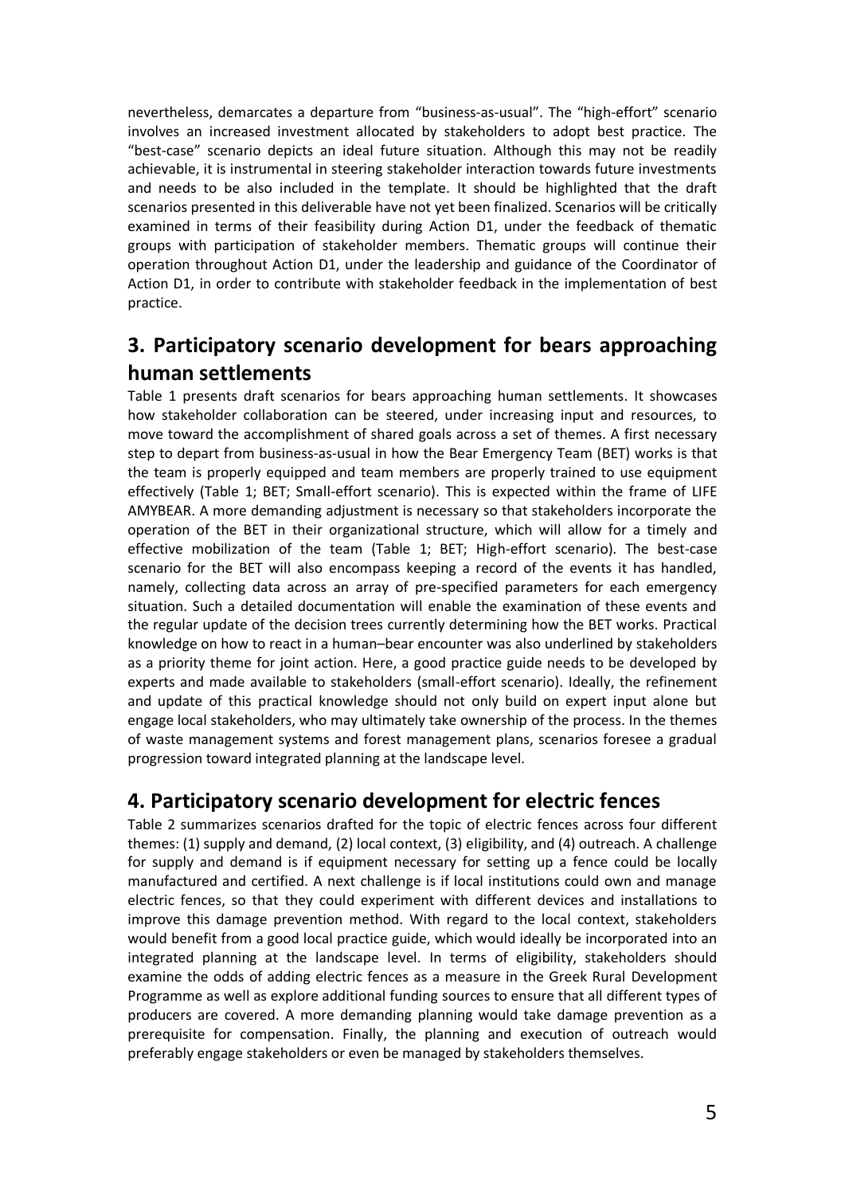nevertheless, demarcates a departure from "business-as-usual". The "high-effort" scenario involves an increased investment allocated by stakeholders to adopt best practice. The "best-case" scenario depicts an ideal future situation. Although this may not be readily achievable, it is instrumental in steering stakeholder interaction towards future investments and needs to be also included in the template. It should be highlighted that the draft scenarios presented in this deliverable have not yet been finalized. Scenarios will be critically examined in terms of their feasibility during Action D1, under the feedback of thematic groups with participation of stakeholder members. Thematic groups will continue their operation throughout Action D1, under the leadership and guidance of the Coordinator of Action D1, in order to contribute with stakeholder feedback in the implementation of best practice.

## 3. Participatory scenario development for bears approaching human settlements

Table 1 presents draft scenarios for bears approaching human settlements. It showcases how stakeholder collaboration can be steered, under increasing input and resources, to move toward the accomplishment of shared goals across a set of themes. A first necessary step to depart from business-as-usual in how the Bear Emergency Team (BET) works is that the team is properly equipped and team members are properly trained to use equipment effectively (Table 1; BET; Small-effort scenario). This is expected within the frame of LIFE AMYBEAR. A more demanding adjustment is necessary so that stakeholders incorporate the operation of the BET in their organizational structure, which will allow for a timely and effective mobilization of the team (Table 1; BET; High-effort scenario). The best-case scenario for the BET will also encompass keeping a record of the events it has handled, namely, collecting data across an array of pre-specified parameters for each emergency situation. Such a detailed documentation will enable the examination of these events and the regular update of the decision trees currently determining how the BET works. Practical knowledge on how to react in a human–bear encounter was also underlined by stakeholders as a priority theme for joint action. Here, a good practice guide needs to be developed by experts and made available to stakeholders (small-effort scenario). Ideally, the refinement and update of this practical knowledge should not only build on expert input alone but engage local stakeholders, who may ultimately take ownership of the process. In the themes of waste management systems and forest management plans, scenarios foresee a gradual progression toward integrated planning at the landscape level.

## 4. Participatory scenario development for electric fences

Table 2 summarizes scenarios drafted for the topic of electric fences across four different themes: (1) supply and demand, (2) local context, (3) eligibility, and (4) outreach. A challenge for supply and demand is if equipment necessary for setting up a fence could be locally manufactured and certified. A next challenge is if local institutions could own and manage electric fences, so that they could experiment with different devices and installations to improve this damage prevention method. With regard to the local context, stakeholders would benefit from a good local practice guide, which would ideally be incorporated into an integrated planning at the landscape level. In terms of eligibility, stakeholders should examine the odds of adding electric fences as a measure in the Greek Rural Development Programme as well as explore additional funding sources to ensure that all different types of producers are covered. A more demanding planning would take damage prevention as a prerequisite for compensation. Finally, the planning and execution of outreach would preferably engage stakeholders or even be managed by stakeholders themselves.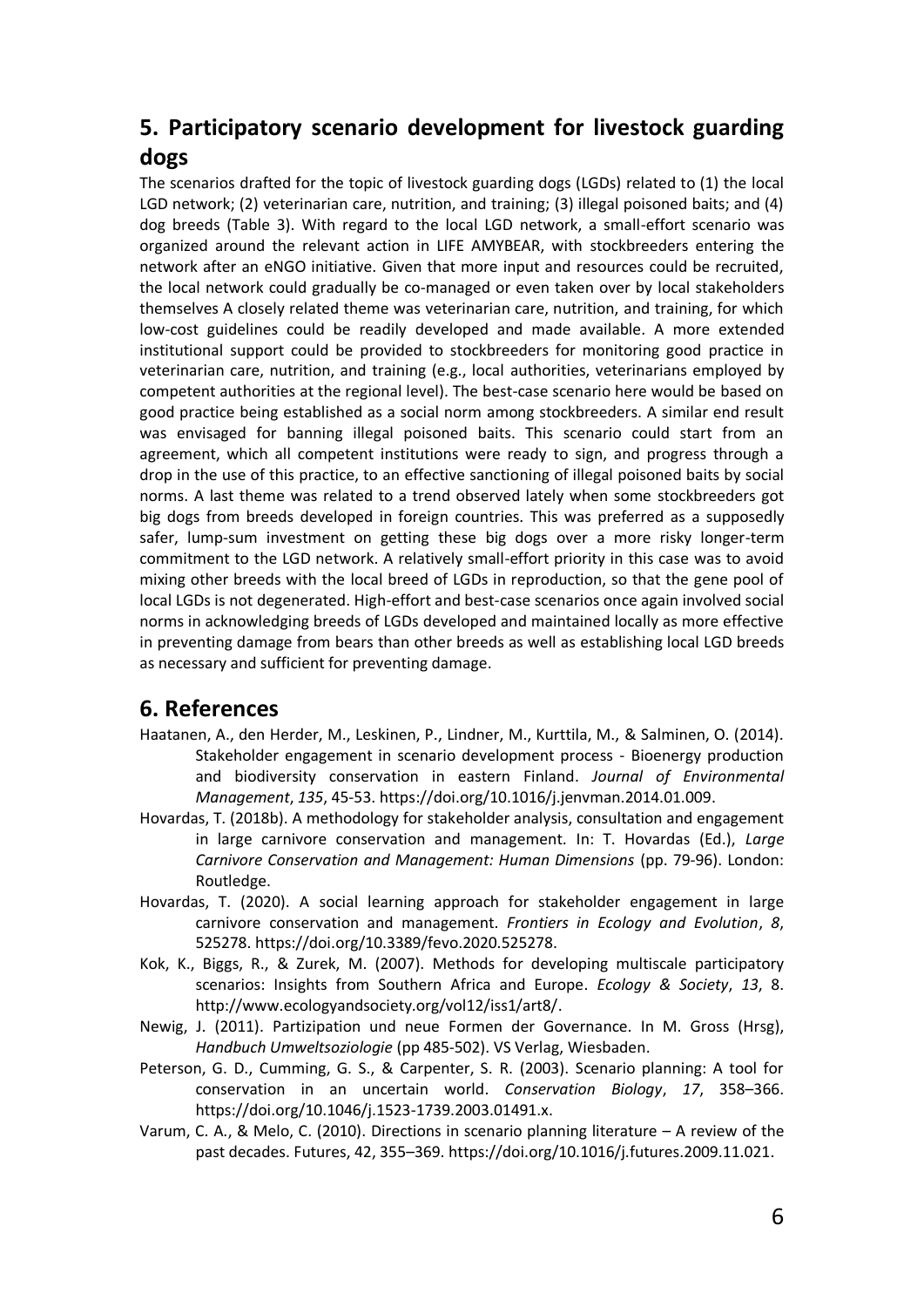## 5. Participatory scenario development for livestock guarding dogs

The scenarios drafted for the topic of livestock guarding dogs (LGDs) related to (1) the local LGD network; (2) veterinarian care, nutrition, and training; (3) illegal poisoned baits; and (4) dog breeds (Table 3). With regard to the local LGD network, a small-effort scenario was organized around the relevant action in LIFE AMYBEAR, with stockbreeders entering the network after an eNGO initiative. Given that more input and resources could be recruited, the local network could gradually be co-managed or even taken over by local stakeholders themselves A closely related theme was veterinarian care, nutrition, and training, for which low-cost guidelines could be readily developed and made available. A more extended institutional support could be provided to stockbreeders for monitoring good practice in veterinarian care, nutrition, and training (e.g., local authorities, veterinarians employed by competent authorities at the regional level). The best-case scenario here would be based on good practice being established as a social norm among stockbreeders. A similar end result was envisaged for banning illegal poisoned baits. This scenario could start from an agreement, which all competent institutions were ready to sign, and progress through a drop in the use of this practice, to an effective sanctioning of illegal poisoned baits by social norms. A last theme was related to a trend observed lately when some stockbreeders got big dogs from breeds developed in foreign countries. This was preferred as a supposedly safer, lump-sum investment on getting these big dogs over a more risky longer-term commitment to the LGD network. A relatively small-effort priority in this case was to avoid mixing other breeds with the local breed of LGDs in reproduction, so that the gene pool of local LGDs is not degenerated. High-effort and best-case scenarios once again involved social norms in acknowledging breeds of LGDs developed and maintained locally as more effective in preventing damage from bears than other breeds as well as establishing local LGD breeds as necessary and sufficient for preventing damage.

## 6. References

Haatanen, A., den Herder, M., Leskinen, P., Lindner, M., Kurttila, M., & Salminen, O. (2014). Stakeholder engagement in scenario development process - Bioenergy production and biodiversity conservation in eastern Finland. *Journal of Environmental Management*, *135*, 45-53. https://doi.org/10.1016/j.jenvman.2014.01.009.

Hovardas, T. (2018b). A methodology for stakeholder analysis, consultation and engagement in large carnivore conservation and management. In: T. Hovardas (Ed.), *Large Carnivore Conservation and Management: Human Dimensions* (pp. 79-96). London: Routledge.

Hovardas, T. (2020). A social learning approach for stakeholder engagement in large carnivore conservation and management. *Frontiers in Ecology and Evolution*, *8*, 525278. https://doi.org/10.3389/fevo.2020.525278.

Kok, K., Biggs, R., & Zurek, M. (2007). Methods for developing multiscale participatory scenarios: Insights from Southern Africa and Europe. *Ecology & Society*, *13*, 8. http://www.ecologyandsociety.org/vol12/iss1/art8/.

Newig, J. (2011). Partizipation und neue Formen der Governance. In M. Gross (Hrsg), *Handbuch Umweltsoziologie* (pp 485-502). VS Verlag, Wiesbaden.

Peterson, G. D., Cumming, G. S., & Carpenter, S. R. (2003). Scenario planning: A tool for conservation in an uncertain world. *Conservation Biology*, *17*, 358–366. https://doi.org/10.1046/j.1523-1739.2003.01491.x.

Varum, C. A., & Melo, C. (2010). Directions in scenario planning literature – A review of the past decades. Futures, 42, 355–369. https://doi.org/10.1016/j.futures.2009.11.021.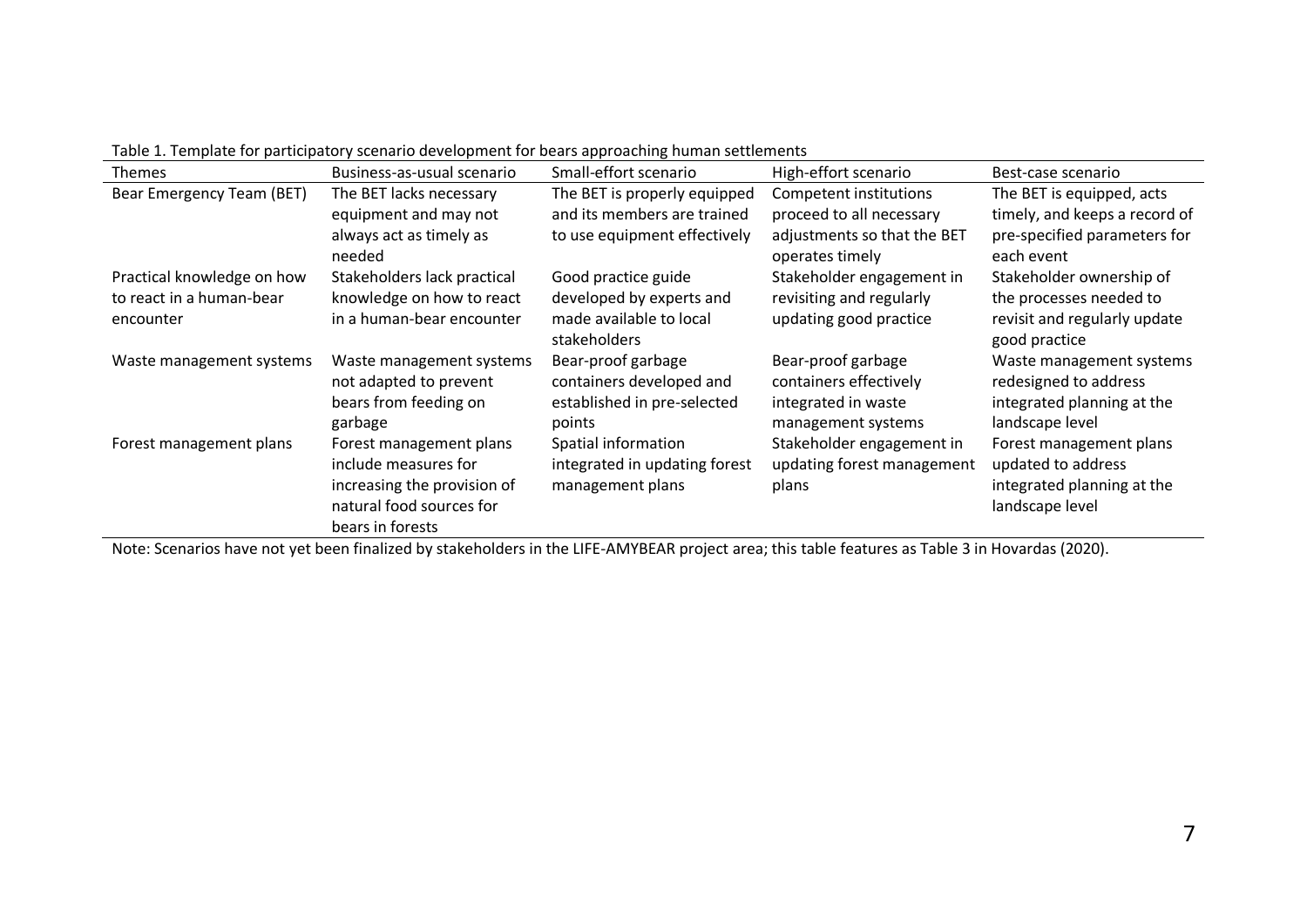Table 1. Template for participatory scenario development for bears approaching human settlements

| Themes | Business-as-usual scenario | Small-effort scenario | High-effort scenario | Best-case scenario |
|---|---|---|---|---|
| Bear Emergency Team (BET) | The BET lacks necessary equipment and may not always act as timely as needed | The BET is properly equipped and its members are trained to use equipment effectively | Competent institutions proceed to all necessary adjustments so that the BET operates timely | The BET is equipped, acts timely, and keeps a record of pre-specified parameters for each event |
| Practical knowledge on how to react in a human-bear encounter | Stakeholders lack practical knowledge on how to react in a human-bear encounter | Good practice guide developed by experts and made available to local stakeholders | Stakeholder engagement in revisiting and regularly updating good practice | Stakeholder ownership of the processes needed to revisit and regularly update good practice |
| Waste management systems | Waste management systems not adapted to prevent bears from feeding on garbage | Bear-proof garbage containers developed and established in pre-selected points | Bear-proof garbage containers effectively integrated in waste management systems | Waste management systems redesigned to address integrated planning at the landscape level |
| Forest management plans | Forest management plans include measures for increasing the provision of natural food sources for bears in forests | Spatial information integrated in updating forest management plans | Stakeholder engagement in updating forest management plans | Forest management plans updated to address integrated planning at the landscape level |

Note: Scenarios have not yet been finalized by stakeholders in the LIFE-AMYBEAR project area; this table features as Table 3 in Hovardas (2020).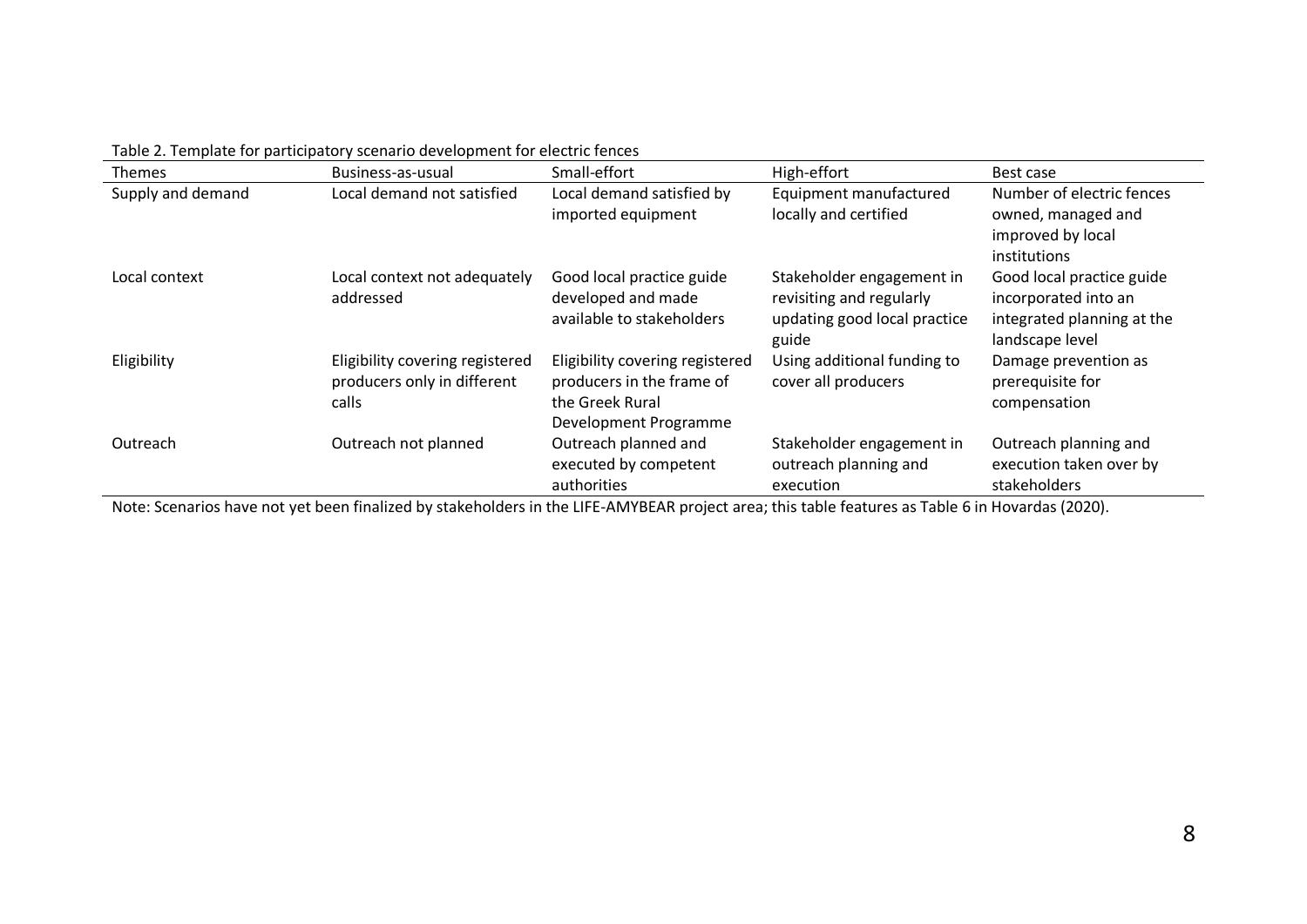Table 2. Template for participatory scenario development for electric fences

| Themes | Business-as-usual | Small-effort | High-effort | Best case |
|---|---|---|---|---|
| Supply and demand | Local demand not satisfied | Local demand satisfied by imported equipment | Equipment manufactured locally and certified | Number of electric fences owned, managed and improved by local institutions |
| Local context | Local context not adequately addressed | Good local practice guide developed and made available to stakeholders | Stakeholder engagement in revisiting and regularly updating good local practice guide | Good local practice guide incorporated into an integrated planning at the landscape level |
| Eligibility | Eligibility covering registered producers only in different calls | Eligibility covering registered producers in the frame of the Greek Rural Development Programme | Using additional funding to cover all producers | Damage prevention as prerequisite for compensation |
| Outreach | Outreach not planned | Outreach planned and executed by competent authorities | Stakeholder engagement in outreach planning and execution | Outreach planning and execution taken over by stakeholders |

Note: Scenarios have not yet been finalized by stakeholders in the LIFE-AMYBEAR project area; this table features as Table 6 in Hovardas (2020).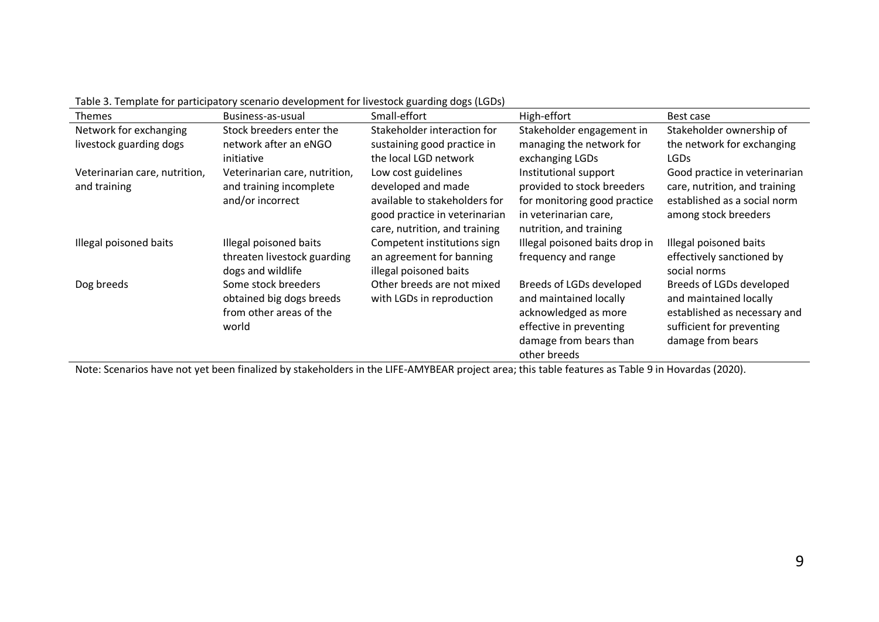Table 3. Template for participatory scenario development for livestock guarding dogs (LGDs)

| Themes | Business-as-usual | Small-effort | High-effort | Best case |
|---|---|---|---|---|
| Network for exchanging livestock guarding dogs | Stock breeders enter the network after an eNGO initiative | Stakeholder interaction for sustaining good practice in the local LGD network | Stakeholder engagement in managing the network for exchanging LGDs | Stakeholder ownership of the network for exchanging LGDs |
| Veterinarian care, nutrition, and training | Veterinarian care, nutrition, and training incomplete and/or incorrect | Low cost guidelines developed and made available to stakeholders for good practice in veterinarian care, nutrition, and training | Institutional support provided to stock breeders for monitoring good practice in veterinarian care, nutrition, and training | Good practice in veterinarian care, nutrition, and training established as a social norm among stock breeders |
| Illegal poisoned baits | Illegal poisoned baits threaten livestock guarding dogs and wildlife | Competent institutions sign an agreement for banning illegal poisoned baits | Illegal poisoned baits drop in frequency and range | Illegal poisoned baits effectively sanctioned by social norms |
| Dog breeds | Some stock breeders obtained big dogs breeds from other areas of the world | Other breeds are not mixed with LGDs in reproduction | Breeds of LGDs developed and maintained locally acknowledged as more effective in preventing damage from bears than other breeds | Breeds of LGDs developed and maintained locally established as necessary and sufficient for preventing damage from bears |

Note: Scenarios have not yet been finalized by stakeholders in the LIFE-AMYBEAR project area; this table features as Table 9 in Hovardas (2020).